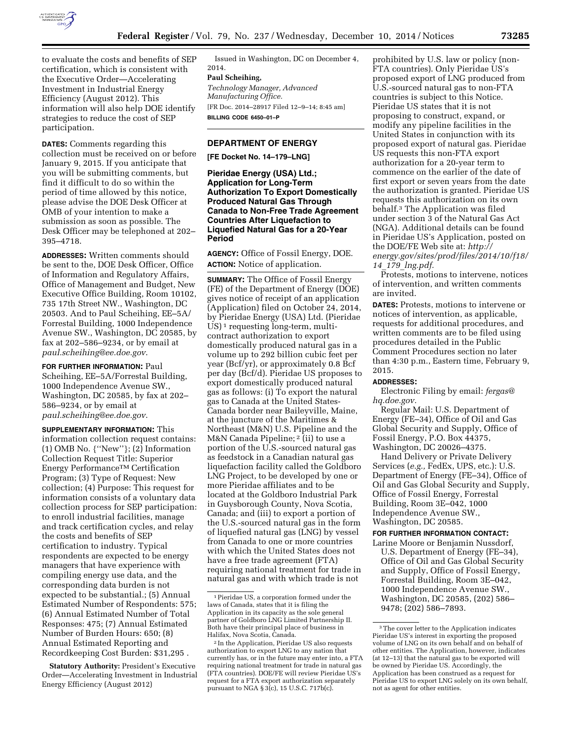to evaluate the costs and benefits of SEP certification, which is consistent with the Executive Order—Accelerating Investment in Industrial Energy Efficiency (August 2012). This information will also help DOE identify strategies to reduce the cost of SEP participation.

**DATES:** Comments regarding this collection must be received on or before January 9, 2015. If you anticipate that you will be submitting comments, but find it difficult to do so within the period of time allowed by this notice, please advise the DOE Desk Officer at OMB of your intention to make a submission as soon as possible. The Desk Officer may be telephoned at 202–395–4718.

**ADDRESSES:** Written comments should be sent to the, DOE Desk Officer, Office of Information and Regulatory Affairs, Office of Management and Budget, New Executive Office Building, Room 10102, 735 17th Street NW., Washington, DC 20503. And to Paul Scheihing, EE–5A/Forrestal Building, 1000 Independence Avenue SW., Washington, DC 20585, by fax at 202–586–9234, or by email at *paul.scheihing@ee.doe.gov*.

**FOR FURTHER INFORMATION:** Paul Scheihing, EE–5A/Forrestal Building, 1000 Independence Avenue SW., Washington, DC 20585, by fax at 202–586–9234, or by email at *paul.scheihing@ee.doe.gov*.

**SUPPLEMENTARY INFORMATION:** This information collection request contains: (1) OMB No. {''New''}; (2) Information Collection Request Title: Superior Energy Performance™ Certification Program; (3) Type of Request: New collection; (4) Purpose: This request for information consists of a voluntary data collection process for SEP participation: to enroll industrial facilities, manage and track certification cycles, and relay the costs and benefits of SEP certification to industry. Typical respondents are expected to be energy managers that have experience with compiling energy use data, and the corresponding data burden is not expected to be substantial.; (5) Annual Estimated Number of Respondents: 575; (6) Annual Estimated Number of Total Responses: 475; (7) Annual Estimated Number of Burden Hours: 650; (8) Annual Estimated Reporting and Recordkeeping Cost Burden: $31,295 .

**Statutory Authority:** President's Executive Order—Accelerating Investment in Industrial Energy Efficiency (August 2012)

Issued in Washington, DC on December 4, 2014.

**Paul Scheihing,**

*Technology Manager, Advanced Manufacturing Office.*

[FR Doc. 2014–28917 Filed 12–9–14; 8:45 am]

**BILLING CODE 6450–01–P**

## DEPARTMENT OF ENERGY

**[FE Docket No. 14–179–LNG]**

## Pieridae Energy (USA) Ltd.; Application for Long-Term Authorization To Export Domestically Produced Natural Gas Through Canada to Non-Free Trade Agreement Countries After Liquefaction to Liquefied Natural Gas for a 20-Year Period

**AGENCY:** Office of Fossil Energy, DOE.

**ACTION:** Notice of application.

**SUMMARY:** The Office of Fossil Energy (FE) of the Department of Energy (DOE) gives notice of receipt of an application (Application) filed on October 24, 2014, by Pieridae Energy (USA) Ltd. (Pieridae US) [1] requesting long-term, multi-contract authorization to export domestically produced natural gas in a volume up to 292 billion cubic feet per year (Bcf/yr), or approximately 0.8 Bcf per day (Bcf/d). Pieridae US proposes to export domestically produced natural gas as follows: (i) To export the natural gas to Canada at the United States-Canada border near Baileyville, Maine, at the juncture of the Maritimes & Northeast (M&N) U.S. Pipeline and the M&N Canada Pipeline; [2] (ii) to use a portion of the U.S.-sourced natural gas as feedstock in a Canadian natural gas liquefaction facility called the Goldboro LNG Project, to be developed by one or more Pieridae affiliates and to be located at the Goldboro Industrial Park in Guysborough County, Nova Scotia, Canada; and (iii) to export a portion of the U.S.-sourced natural gas in the form of liquefied natural gas (LNG) by vessel from Canada to one or more countries with which the United States does not have a free trade agreement (FTA) requiring national treatment for trade in natural gas and with which trade is not prohibited by U.S. law or policy (non-FTA countries). Only Pieridae US's proposed export of LNG produced from U.S.-sourced natural gas to non-FTA countries is subject to this Notice. Pieridae US states that it is not proposing to construct, expand, or modify any pipeline facilities in the United States in conjunction with its proposed export of natural gas. Pieridae US requests this non-FTA export authorization for a 20-year term to commence on the earlier of the date of first export or seven years from the date the authorization is granted. Pieridae US requests this authorization on its own behalf.[3] The Application was filed under section 3 of the Natural Gas Act (NGA). Additional details can be found in Pieridae US's Application, posted on the DOE/FE Web site at: *http://energy.gov/sites/prod/files/2014/10/f18/14_179_lng.pdf*.

Protests, motions to intervene, notices of intervention, and written comments are invited.

**DATES:** Protests, motions to intervene or notices of intervention, as applicable, requests for additional procedures, and written comments are to be filed using procedures detailed in the Public Comment Procedures section no later than 4:30 p.m., Eastern time, February 9, 2015.

**ADDRESSES:**

Electronic Filing by email: *fergas@hq.doe.gov*.

Regular Mail: U.S. Department of Energy (FE–34), Office of Oil and Gas Global Security and Supply, Office of Fossil Energy, P.O. Box 44375, Washington, DC 20026–4375.

Hand Delivery or Private Delivery Services (*e.g.,* FedEx, UPS, etc.): U.S. Department of Energy (FE–34), Office of Oil and Gas Global Security and Supply, Office of Fossil Energy, Forrestal Building, Room 3E–042, 1000 Independence Avenue SW., Washington, DC 20585.

**FOR FURTHER INFORMATION CONTACT:**

Larine Moore or Benjamin Nussdorf, U.S. Department of Energy (FE–34), Office of Oil and Gas Global Security and Supply, Office of Fossil Energy, Forrestal Building, Room 3E–042, 1000 Independence Avenue SW., Washington, DC 20585, (202) 586–9478; (202) 586–7893.

---

[1] Pieridae US, a corporation formed under the laws of Canada, states that it is filing the Application in its capacity as the sole general partner of Goldboro LNG Limited Partnership II. Both have their principal place of business in Halifax, Nova Scotia, Canada.

[2] In the Application, Pieridae US also requests authorization to export LNG to any nation that currently has, or in the future may enter into, a FTA requiring national treatment for trade in natural gas (FTA countries). DOE/FE will review Pieridae US's request for a FTA export authorization separately pursuant to NGA § 3(c), 15 U.S.C. 717b(c).

[3] The cover letter to the Application indicates Pieridae US's interest in exporting the proposed volume of LNG on its own behalf and on behalf of other entities. The Application, however, indicates (at 12–13) that the natural gas to be exported will be owned by Pieridae US. Accordingly, the Application has been construed as a request for Pieridae US to export LNG solely on its own behalf, not as agent for other entities.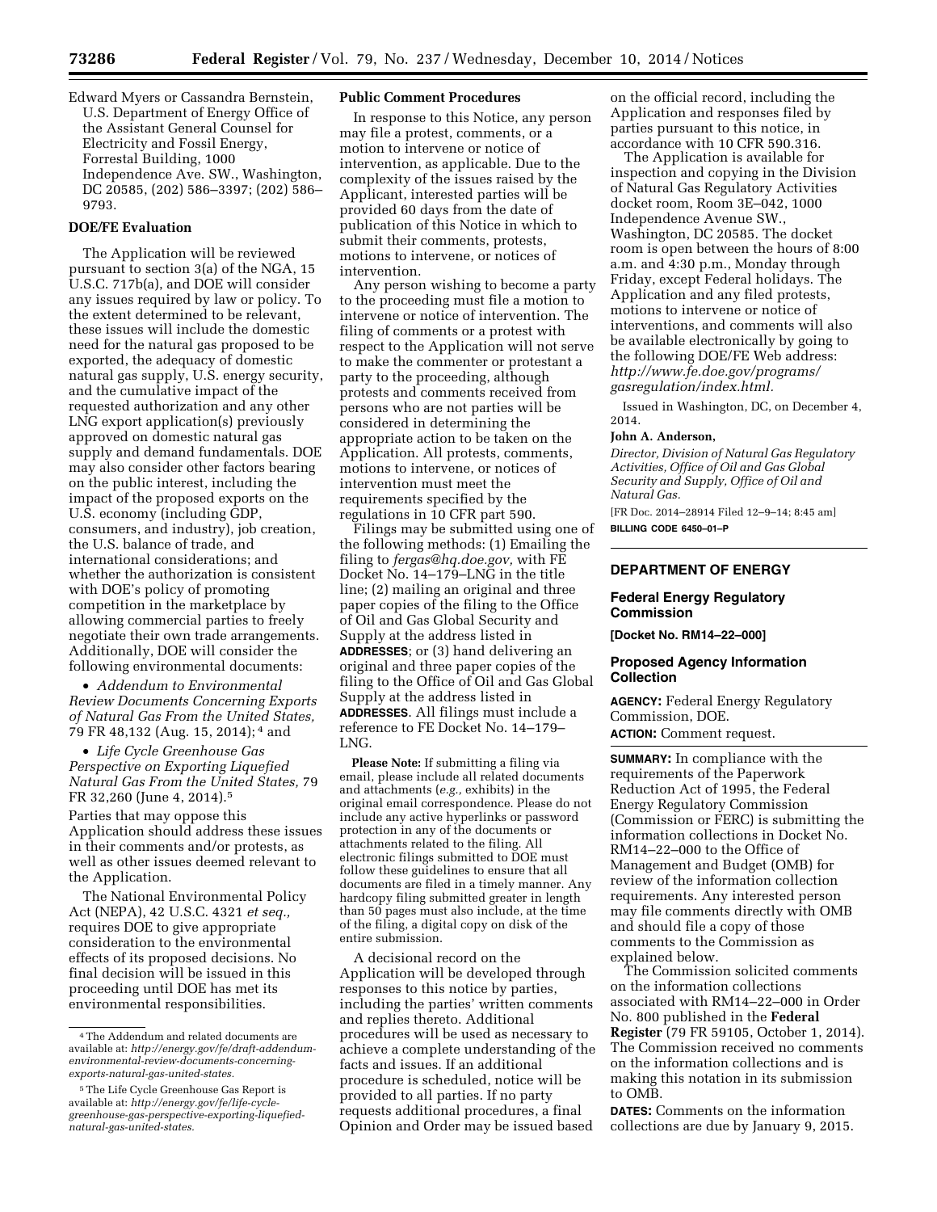Edward Myers or Cassandra Bernstein, U.S. Department of Energy Office of the Assistant General Counsel for Electricity and Fossil Energy, Forrestal Building, 1000 Independence Ave. SW., Washington, DC 20585, (202) 586–3397; (202) 586–9793.

**DOE/FE Evaluation**

The Application will be reviewed pursuant to section 3(a) of the NGA, 15 U.S.C. 717b(a), and DOE will consider any issues required by law or policy. To the extent determined to be relevant, these issues will include the domestic need for the natural gas proposed to be exported, the adequacy of domestic natural gas supply, U.S. energy security, and the cumulative impact of the requested authorization and any other LNG export application(s) previously approved on domestic natural gas supply and demand fundamentals. DOE may also consider other factors bearing on the public interest, including the impact of the proposed exports on the U.S. economy (including GDP, consumers, and industry), job creation, the U.S. balance of trade, and international considerations; and whether the authorization is consistent with DOE's policy of promoting competition in the marketplace by allowing commercial parties to freely negotiate their own trade arrangements. Additionally, DOE will consider the following environmental documents:

- *Addendum to Environmental Review Documents Concerning Exports of Natural Gas From the United States,* 79 FR 48,132 (Aug. 15, 2014);[4] and
- *Life Cycle Greenhouse Gas Perspective on Exporting Liquefied Natural Gas From the United States,* 79 FR 32,260 (June 4, 2014).[5]

Parties that may oppose this Application should address these issues in their comments and/or protests, as well as other issues deemed relevant to the Application.

The National Environmental Policy Act (NEPA), 42 U.S.C. 4321 *et seq.,* requires DOE to give appropriate consideration to the environmental effects of its proposed decisions. No final decision will be issued in this proceeding until DOE has met its environmental responsibilities.

**Public Comment Procedures**

In response to this Notice, any person may file a protest, comments, or a motion to intervene or notice of intervention, as applicable. Due to the complexity of the issues raised by the Applicant, interested parties will be provided 60 days from the date of publication of this Notice in which to submit their comments, protests, motions to intervene, or notices of intervention.

Any person wishing to become a party to the proceeding must file a motion to intervene or notice of intervention. The filing of comments or a protest with respect to the Application will not serve to make the commenter or protestant a party to the proceeding, although protests and comments received from persons who are not parties will be considered in determining the appropriate action to be taken on the Application. All protests, comments, motions to intervene, or notices of intervention must meet the requirements specified by the regulations in 10 CFR part 590.

Filings may be submitted using one of the following methods: (1) Emailing the filing to *fergas@hq.doe.gov,* with FE Docket No. 14–179–LNG in the title line; (2) mailing an original and three paper copies of the filing to the Office of Oil and Gas Global Security and Supply at the address listed in **ADDRESSES**; or (3) hand delivering an original and three paper copies of the filing to the Office of Oil and Gas Global Supply at the address listed in **ADDRESSES**. All filings must include a reference to FE Docket No. 14–179–LNG.

**Please Note:** If submitting a filing via email, please include all related documents and attachments (*e.g.,* exhibits) in the original email correspondence. Please do not include any active hyperlinks or password protection in any of the documents or attachments related to the filing. All electronic filings submitted to DOE must follow these guidelines to ensure that all documents are filed in a timely manner. Any hardcopy filing submitted greater in length than 50 pages must also include, at the time of the filing, a digital copy on disk of the entire submission.

A decisional record on the Application will be developed through responses to this notice by parties, including the parties' written comments and replies thereto. Additional procedures will be used as necessary to achieve a complete understanding of the facts and issues. If an additional procedure is scheduled, notice will be provided to all parties. If no party requests additional procedures, a final Opinion and Order may be issued based on the official record, including the Application and responses filed by parties pursuant to this notice, in accordance with 10 CFR 590.316.

The Application is available for inspection and copying in the Division of Natural Gas Regulatory Activities docket room, Room 3E–042, 1000 Independence Avenue SW., Washington, DC 20585. The docket room is open between the hours of 8:00 a.m. and 4:30 p.m., Monday through Friday, except Federal holidays. The Application and any filed protests, motions to intervene or notice of interventions, and comments will also be available electronically by going to the following DOE/FE Web address: *http://www.fe.doe.gov/programs/gasregulation/index.html.*

Issued in Washington, DC, on December 4, 2014.

**John A. Anderson,**

*Director, Division of Natural Gas Regulatory Activities, Office of Oil and Gas Global Security and Supply, Office of Oil and Natural Gas.*

[FR Doc. 2014–28914 Filed 12–9–14; 8:45 am]

**BILLING CODE 6450–01–P**

---

[4] The Addendum and related documents are available at: *http://energy.gov/fe/draft-addendum-environmental-review-documents-concerning-exports-natural-gas-united-states.*

[5] The Life Cycle Greenhouse Gas Report is available at: *http://energy.gov/fe/life-cycle-greenhouse-gas-perspective-exporting-liquefied-natural-gas-united-states.*

---

## DEPARTMENT OF ENERGY

### Federal Energy Regulatory Commission

**[Docket No. RM14–22–000]**

### Proposed Agency Information Collection

**AGENCY:** Federal Energy Regulatory Commission, DOE.

**ACTION:** Comment request.

**SUMMARY:** In compliance with the requirements of the Paperwork Reduction Act of 1995, the Federal Energy Regulatory Commission (Commission or FERC) is submitting the information collections in Docket No. RM14–22–000 to the Office of Management and Budget (OMB) for review of the information collection requirements. Any interested person may file comments directly with OMB and should file a copy of those comments to the Commission as explained below.

The Commission solicited comments on the information collections associated with RM14–22–000 in Order No. 800 published in the **Federal Register** (79 FR 59105, October 1, 2014). The Commission received no comments on the information collections and is making this notation in its submission to OMB.

**DATES:** Comments on the information collections are due by January 9, 2015.